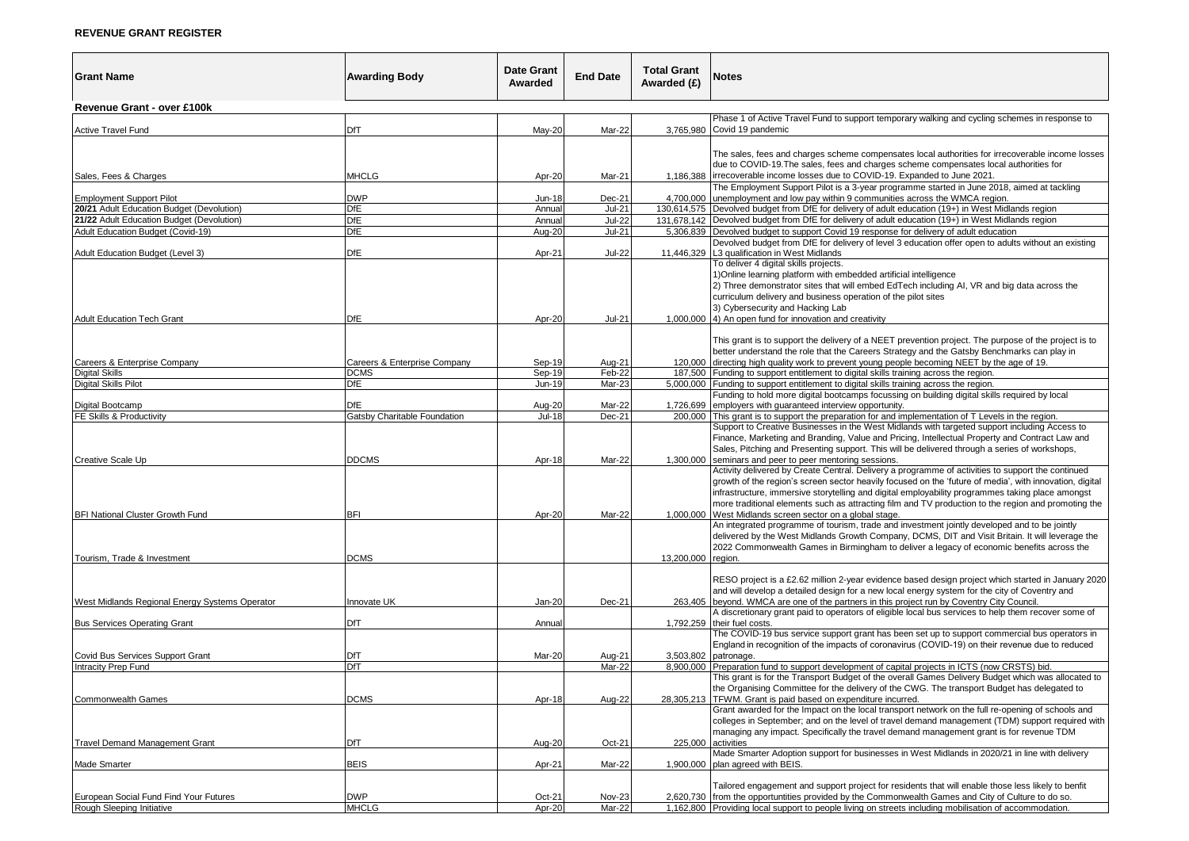## REVENUE GRANT REGISTER

| Grant Name | Awarding Body | Date Grant Awarded | End Date | Total Grant Awarded (£) | Notes |
|---|---|---|---|---|---|
| **Revenue Grant - over £100k** | | | | | |
| Active Travel Fund | DfT | May-20 | Mar-22 | 3,765,980 | Phase 1 of Active Travel Fund to support temporary walking and cycling schemes in response to Covid 19 pandemic |
| Sales, Fees & Charges | MHCLG | Apr-20 | Mar-21 | 1,186,388 | The sales, fees and charges scheme compensates local authorities for irrecoverable income losses due to COVID-19.The sales, fees and charges scheme compensates local authorities for irrecoverable income losses due to COVID-19. Expanded to June 2021. |
| Employment Support Pilot | DWP | Jun-18 | Dec-21 | 4,700,000 | The Employment Support Pilot is a 3-year programme started in June 2018, aimed at tackling unemployment and low pay within 9 communities across the WMCA region. |
| **20/21** Adult Education Budget (Devolution) | DfE | Annual | Jul-21 | 130,614,575 | Devolved budget from DfE for delivery of adult education (19+) in West Midlands region |
| **21/22** Adult Education Budget (Devolution) | DfE | Annual | Jul-22 | 131,678,142 | Devolved budget from DfE for delivery of adult education (19+) in West Midlands region |
| Adult Education Budget (Covid-19) | DfE | Aug-20 | Jul-21 | 5,306,839 | Devolved budget to support Covid 19 response for delivery of adult education |
| Adult Education Budget (Level 3) | DfE | Apr-21 | Jul-22 | 11,446,329 | Devolved budget from DfE for delivery of level 3 education offer open to adults without an existing L3 qualification in West Midlands |
| Adult Education Tech Grant | DfE | Apr-20 | Jul-21 | 1,000,000 | To deliver 4 digital skills projects.<br>1)Online learning platform with embedded artificial intelligence<br>2) Three demonstrator sites that will embed EdTech including AI, VR and big data across the curriculum delivery and business operation of the pilot sites<br>3) Cybersecurity and Hacking Lab<br>4) An open fund for innovation and creativity |
| Careers & Enterprise Company | Careers & Enterprise Company | Sep-19 | Aug-21 | 120,000 | This grant is to support the delivery of a NEET prevention project. The purpose of the project is to better understand the role that the Careers Strategy and the Gatsby Benchmarks can play in directing high quality work to prevent young people becoming NEET by the age of 19. |
| Digital Skills | DCMS | Sep-19 | Feb-22 | 187,500 | Funding to support entitlement to digital skills training across the region. |
| Digital Skills Pilot | DfE | Jun-19 | Mar-23 | 5,000,000 | Funding to support entitlement to digital skills training across the region. |
| Digital Bootcamp | DfE | Aug-20 | Mar-22 | 1,726,699 | Funding to hold more digital bootcamps focussing on building digital skills required by local employers with guaranteed interview opportunity. |
| FE Skills & Productivity | Gatsby Charitable Foundation | Jul-18 | Dec-21 | 200,000 | This grant is to support the preparation for and implementation of T Levels in the region. |
| Creative Scale Up | DDCMS | Apr-18 | Mar-22 | 1,300,000 | Support to Creative Businesses in the West Midlands with targeted support including Access to Finance, Marketing and Branding, Value and Pricing, Intellectual Property and Contract Law and Sales, Pitching and Presenting support. This will be delivered through a series of workshops, seminars and peer to peer mentoring sessions. |
| BFI National Cluster Growth Fund | BFI | Apr-20 | Mar-22 | 1,000,000 | Activity delivered by Create Central. Delivery a programme of activities to support the continued growth of the region's screen sector heavily focused on the 'future of media', with innovation, digital infrastructure, immersive storytelling and digital employability programmes taking place amongst more traditional elements such as attracting film and TV production to the region and promoting the West Midlands screen sector on a global stage. |
| Tourism, Trade & Investment | DCMS | | | 13,200,000 | An integrated programme of tourism, trade and investment jointly developed and to be jointly delivered by the West Midlands Growth Company, DCMS, DIT and Visit Britain. It will leverage the 2022 Commonwealth Games in Birmingham to deliver a legacy of economic benefits across the region. |
| West Midlands Regional Energy Systems Operator | Innovate UK | Jan-20 | Dec-21 | 263,405 | RESO project is a £2.62 million 2-year evidence based design project which started in January 2020 and will develop a detailed design for a new local energy system for the city of Coventry and beyond. WMCA are one of the partners in this project run by Coventry City Council. |
| Bus Services Operating Grant | DfT | Annual | | 1,792,259 | A discretionary grant paid to operators of eligible local bus services to help them recover some of their fuel costs. |
| Covid Bus Services Support Grant | DfT | Mar-20 | Aug-21 | 3,503,802 | The COVID-19 bus service support grant has been set up to support commercial bus operators in England in recognition of the impacts of coronavirus (COVID-19) on their revenue due to reduced patronage. |
| Intracity Prep Fund | DfT | | Mar-22 | 8,900,000 | Preparation fund to support development of capital projects in ICTS (now CRSTS) bid. |
| Commonwealth Games | DCMS | Apr-18 | Aug-22 | 28,305,213 | This grant is for the Transport Budget of the overall Games Delivery Budget which was allocated to the Organising Committee for the delivery of the CWG. The transport Budget has delegated to TFWM. Grant is paid based on expenditure incurred. |
| Travel Demand Management Grant | DfT | Aug-20 | Oct-21 | 225,000 | Grant awarded for the Impact on the local transport network on the full re-opening of schools and colleges in September; and on the level of travel demand management (TDM) support required with managing any impact. Specifically the travel demand management grant is for revenue TDM activities |
| Made Smarter | BEIS | Apr-21 | Mar-22 | 1,900,000 | Made Smarter Adoption support for businesses in West Midlands in 2020/21 in line with delivery plan agreed with BEIS. |
| European Social Fund Find Your Futures | DWP | Oct-21 | Nov-23 | 2,620,730 | Tailored engagement and support project for residents that will enable those less likely to benfit from the opportuntities provided by the Commonwealth Games and City of Culture to do so. |
| Rough Sleeping Initiative | MHCLG | Apr-20 | Mar-22 | 1,162,800 | Providing local support to people living on streets including mobilisation of accommodation. |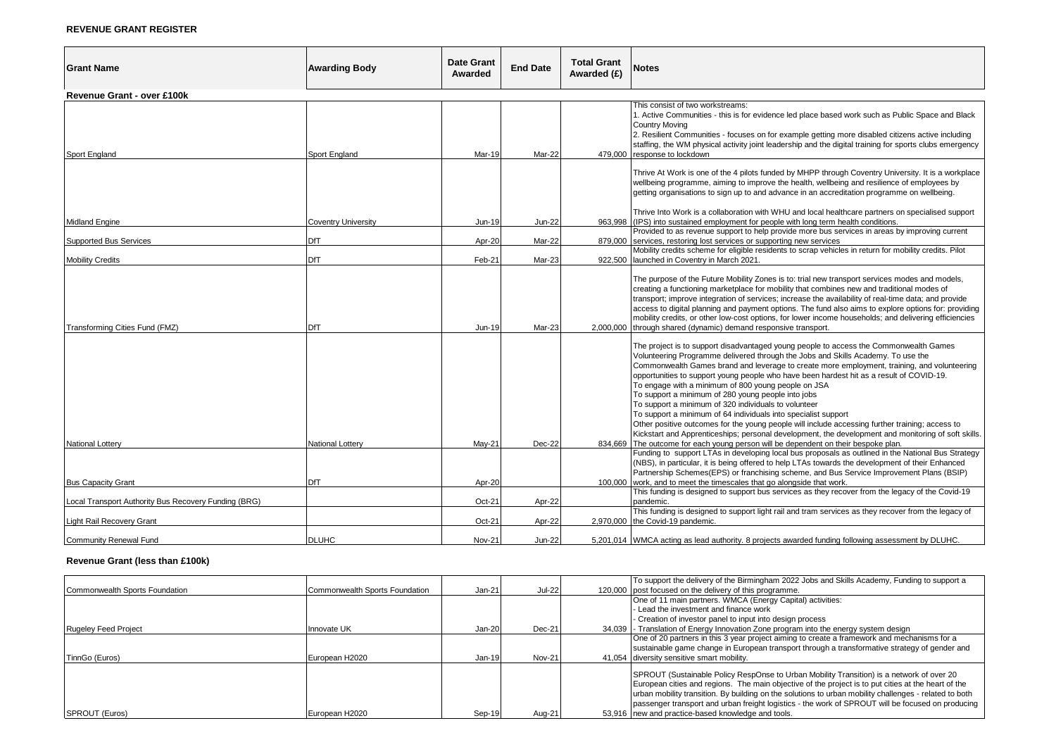**REVENUE GRANT REGISTER**

| Grant Name | Awarding Body | Date Grant Awarded | End Date | Total Grant Awarded (£) | Notes |
|---|---|---|---|---|---|
| **Revenue Grant - over £100k** | | | | | |
| Sport England | Sport England | Mar-19 | Mar-22 | 479,000 | This consist of two workstreams:<br>1. Active Communities - this is for evidence led place based work such as Public Space and Black Country Moving<br>2. Resilient Communities - focuses on for example getting more disabled citizens active including staffing, the WM physical activity joint leadership and the digital training for sports clubs emergency response to lockdown |
| Midland Engine | Coventry University | Jun-19 | Jun-22 | 963,998 | Thrive At Work is one of the 4 pilots funded by MHPP through Coventry University. It is a workplace wellbeing programme, aiming to improve the health, wellbeing and resilience of employees by getting organisations to sign up to and advance in an accreditation programme on wellbeing.<br><br>Thrive Into Work is a collaboration with WHU and local healthcare partners on specialised support (IPS) into sustained employment for people with long term health conditions. |
| Supported Bus Services | DfT | Apr-20 | Mar-22 | 879,000 | Provided to as revenue support to help provide more bus services in areas by improving current services, restoring lost services or supporting new services |
| Mobility Credits | DfT | Feb-21 | Mar-23 | 922,500 | Mobility credits scheme for eligible residents to scrap vehicles in return for mobility credits. Pilot launched in Coventry in March 2021. |
| Transforming Cities Fund (FMZ) | DfT | Jun-19 | Mar-23 | 2,000,000 | The purpose of the Future Mobility Zones is to: trial new transport services modes and models, creating a functioning marketplace for mobility that combines new and traditional modes of transport; improve integration of services; increase the availability of real-time data; and provide access to digital planning and payment options. The fund also aims to explore options for: providing mobility credits, or other low-cost options, for lower income households; and delivering efficiencies through shared (dynamic) demand responsive transport. |
| National Lottery | National Lottery | May-21 | Dec-22 | 834,669 | The project is to support disadvantaged young people to access the Commonwealth Games Volunteering Programme delivered through the Jobs and Skills Academy. To use the Commonwealth Games brand and leverage to create more employment, training, and volunteering opportunities to support young people who have been hardest hit as a result of COVID-19.<br>To engage with a minimum of 800 young people on JSA<br>To support a minimum of 280 young people into jobs<br>To support a minimum of 320 individuals to volunteer<br>To support a minimum of 64 individuals into specialist support<br>Other positive outcomes for the young people will include accessing further training; access to Kickstart and Apprenticeships; personal development, the development and monitoring of soft skills. The outcome for each young person will be dependent on their bespoke plan. |
| Bus Capacity Grant | DfT | Apr-20 | | 100,000 | Funding to support LTAs in developing local bus proposals as outlined in the National Bus Strategy (NBS), in particular, it is being offered to help LTAs towards the development of their Enhanced Partnership Schemes(EPS) or franchising scheme, and Bus Service Improvement Plans (BSIP) work, and to meet the timescales that go alongside that work. |
| Local Transport Authority Bus Recovery Funding (BRG) | | Oct-21 | Apr-22 | | This funding is designed to support bus services as they recover from the legacy of the Covid-19 pandemic. |
| Light Rail Recovery Grant | | Oct-21 | Apr-22 | 2,970,000 | This funding is designed to support light rail and tram services as they recover from the legacy of the Covid-19 pandemic. |
| Community Renewal Fund | DLUHC | Nov-21 | Jun-22 | 5,201,014 | WMCA acting as lead authority. 8 projects awarded funding following assessment by DLUHC. |

**Revenue Grant (less than £100k)**

| Grant Name | Awarding Body | Date Grant Awarded | End Date | Total Grant Awarded (£) | Notes |
|---|---|---|---|---|---|
| Commonwealth Sports Foundation | Commonwealth Sports Foundation | Jan-21 | Jul-22 | 120,000 | To support the delivery of the Birmingham 2022 Jobs and Skills Academy, Funding to support a post focused on the delivery of this programme. |
| Rugeley Feed Project | Innovate UK | Jan-20 | Dec-21 | 34,039 | One of 11 main partners. WMCA (Energy Capital) activities:<br>- Lead the investment and finance work<br>- Creation of investor panel to input into design process<br>- Translation of Energy Innovation Zone program into the energy system design |
| TinnGo (Euros) | European H2020 | Jan-19 | Nov-21 | 41,054 | One of 20 partners in this 3 year project aiming to create a framework and mechanisms for a sustainable game change in European transport through a transformative strategy of gender and diversity sensitive smart mobility. |
| SPROUT (Euros) | European H2020 | Sep-19 | Aug-21 | 53,916 | SPROUT (Sustainable Policy RespOnse to Urban Mobility Transition) is a network of over 20 European cities and regions. The main objective of the project is to put cities at the heart of the urban mobility transition. By building on the solutions to urban mobility challenges - related to both passenger transport and urban freight logistics - the work of SPROUT will be focused on producing new and practice-based knowledge and tools. |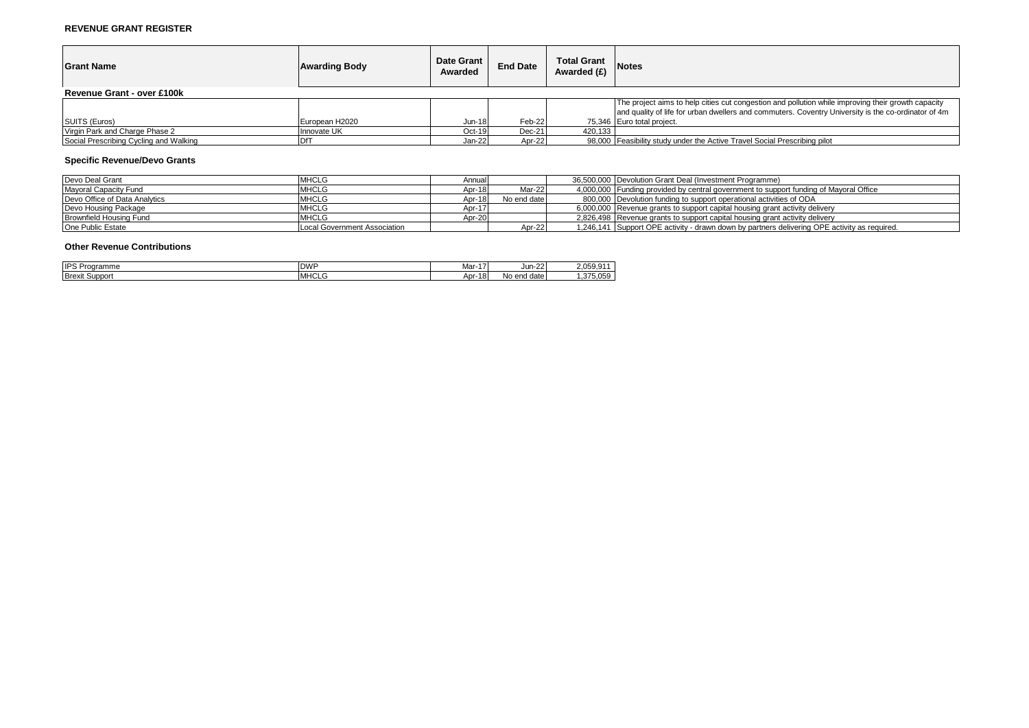## REVENUE GRANT REGISTER

| Grant Name | Awarding Body | Date Grant Awarded | End Date | Total Grant Awarded (£) | Notes |
|---|---|---|---|---|---|
| **Revenue Grant - over £100k** | | | | | |
| SUITS (Euros) | European H2020 | Jun-18 | Feb-22 | 75,346 | The project aims to help cities cut congestion and pollution while improving their growth capacity and quality of life for urban dwellers and commuters. Coventry University is the co-ordinator of 4m Euro total project. |
| Virgin Park and Charge Phase 2 | Innovate UK | Oct-19 | Dec-21 | 420,133 | |
| Social Prescribing Cycling and Walking | DfT | Jan-22 | Apr-22 | 98,000 | Feasibility study under the Active Travel Social Prescribing pilot |
| **Specific Revenue/Devo Grants** | | | | | |
| Devo Deal Grant | MHCLG | Annual | | 36,500,000 | Devolution Grant Deal (Investment Programme) |
| Mayoral Capacity Fund | MHCLG | Apr-18 | Mar-22 | 4,000,000 | Funding provided by central government to support funding of Mayoral Office |
| Devo Office of Data Analytics | MHCLG | Apr-18 | No end date | 800,000 | Devolution funding to support operational activities of ODA |
| Devo Housing Package | MHCLG | Apr-17 | | 6,000,000 | Revenue grants to support capital housing grant activity delivery |
| Brownfield Housing Fund | MHCLG | Apr-20 | | 2,826,498 | Revenue grants to support capital housing grant activity delivery |
| One Public Estate | Local Government Association | | Apr-22 | 1,246,141 | Support OPE activity - drawn down by partners delivering OPE activity as required. |
| **Other Revenue Contributions** | | | | | |
| IPS Programme | DWP | Mar-17 | Jun-22 | 2,059,911 | |
| Brexit Support | MHCLG | Apr-18 | No end date | 1,375,059 | |